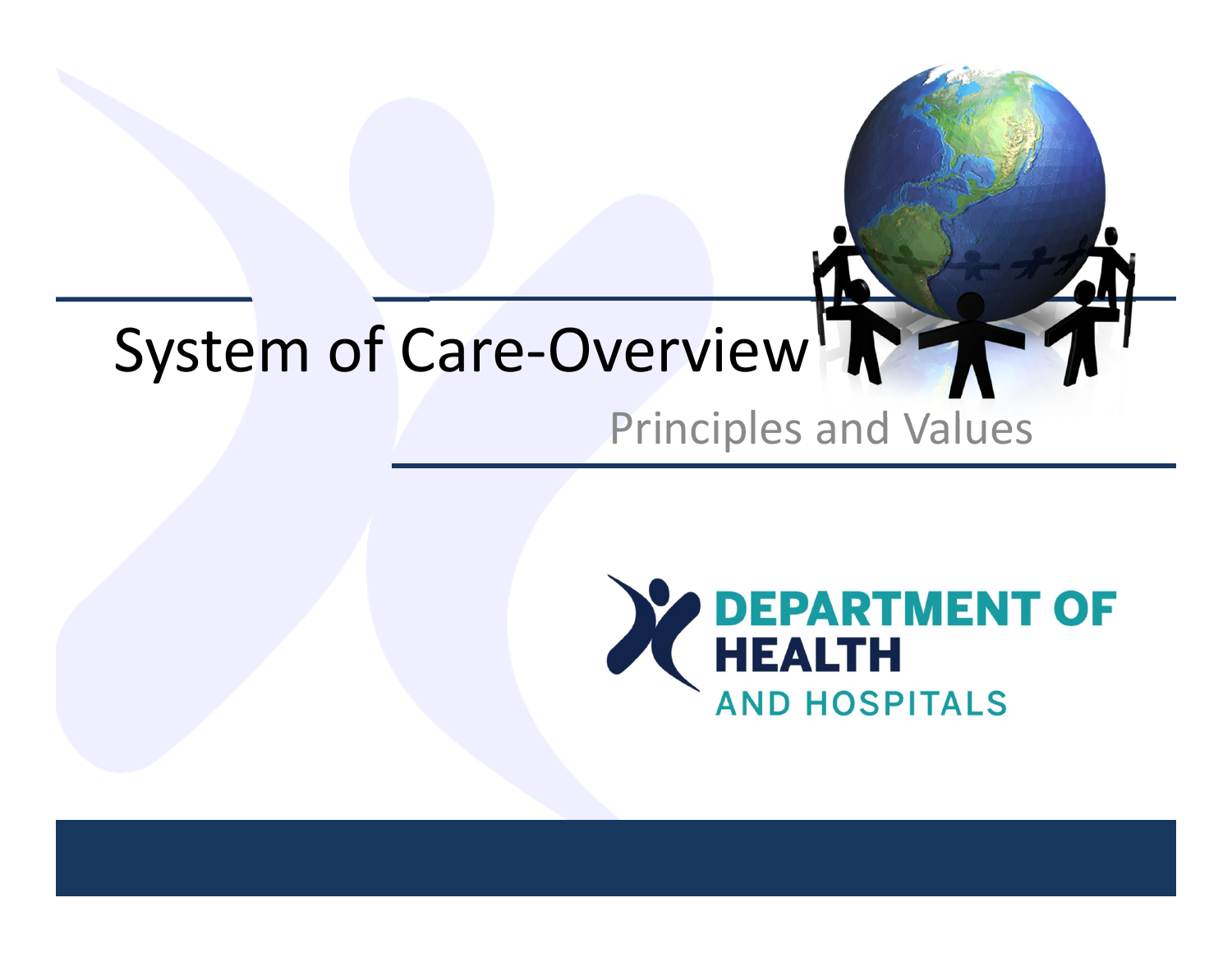# System of Care-Overview

## Principles and Values

DEPARTMENT OF HEALTH AND HOSPITALS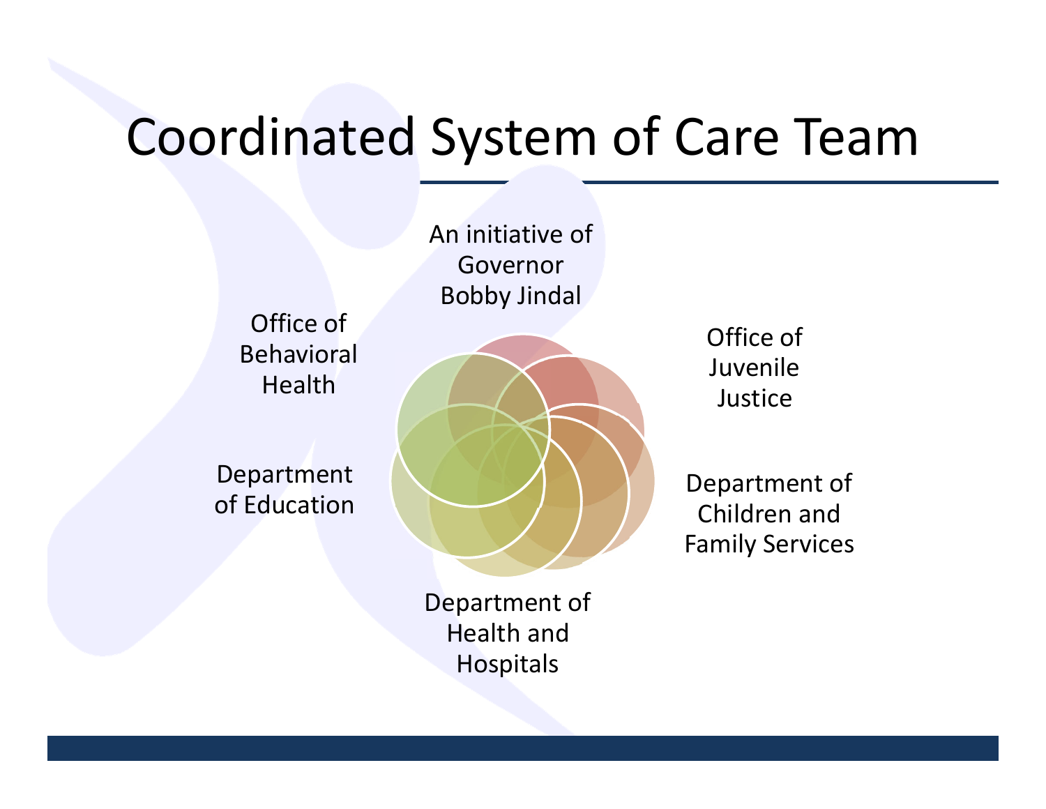# Coordinated System of Care Team

An initiative of Governor Bobby Jindal

Office of Juvenile Justice

Department of Children and Family Services

Department of Health and Hospitals

Department of Education

Office of Behavioral Health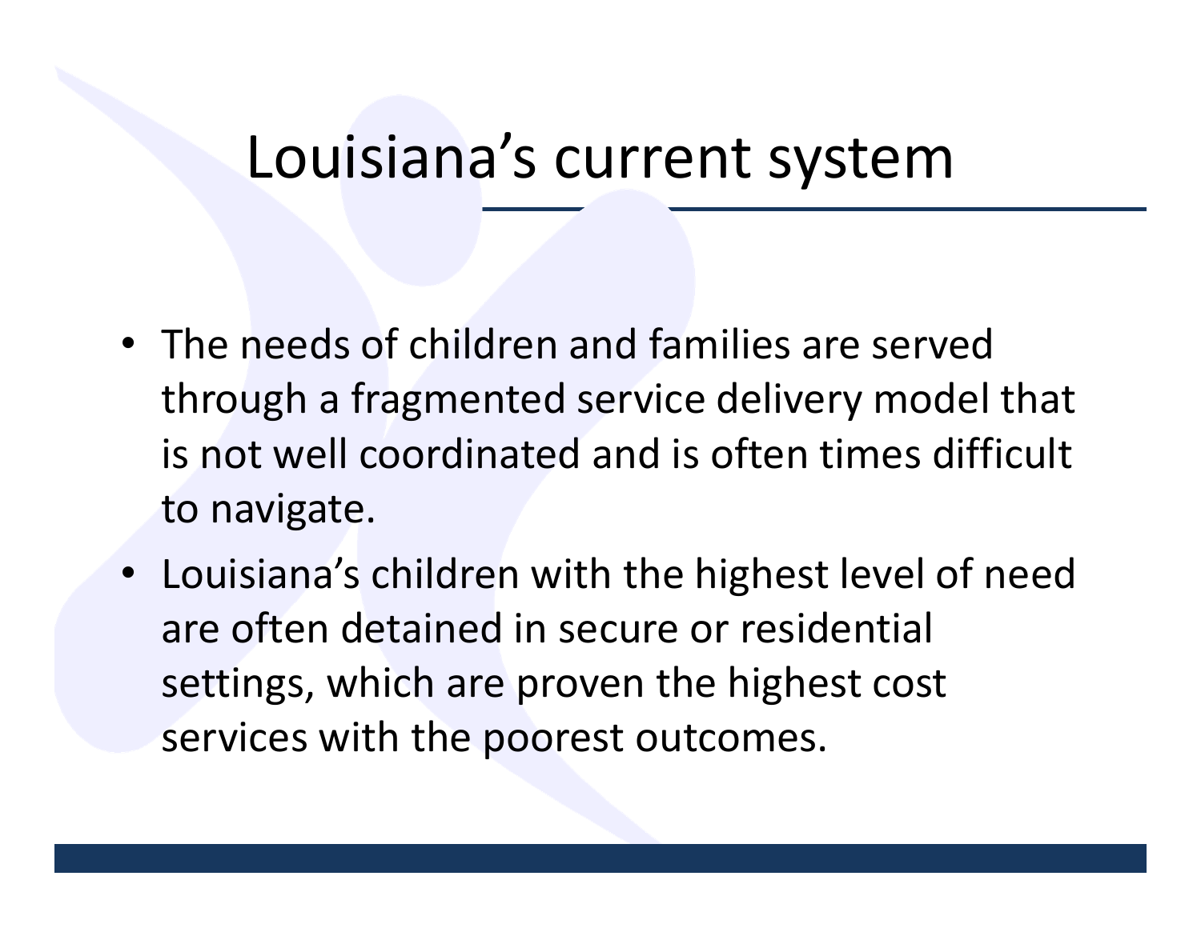# Louisiana’s current system

- The needs of children and families are served through a fragmented service delivery model that is not well coordinated and is often times difficult to navigate.
- Louisiana’s children with the highest level of need are often detained in secure or residential settings, which are proven the highest cost services with the poorest outcomes.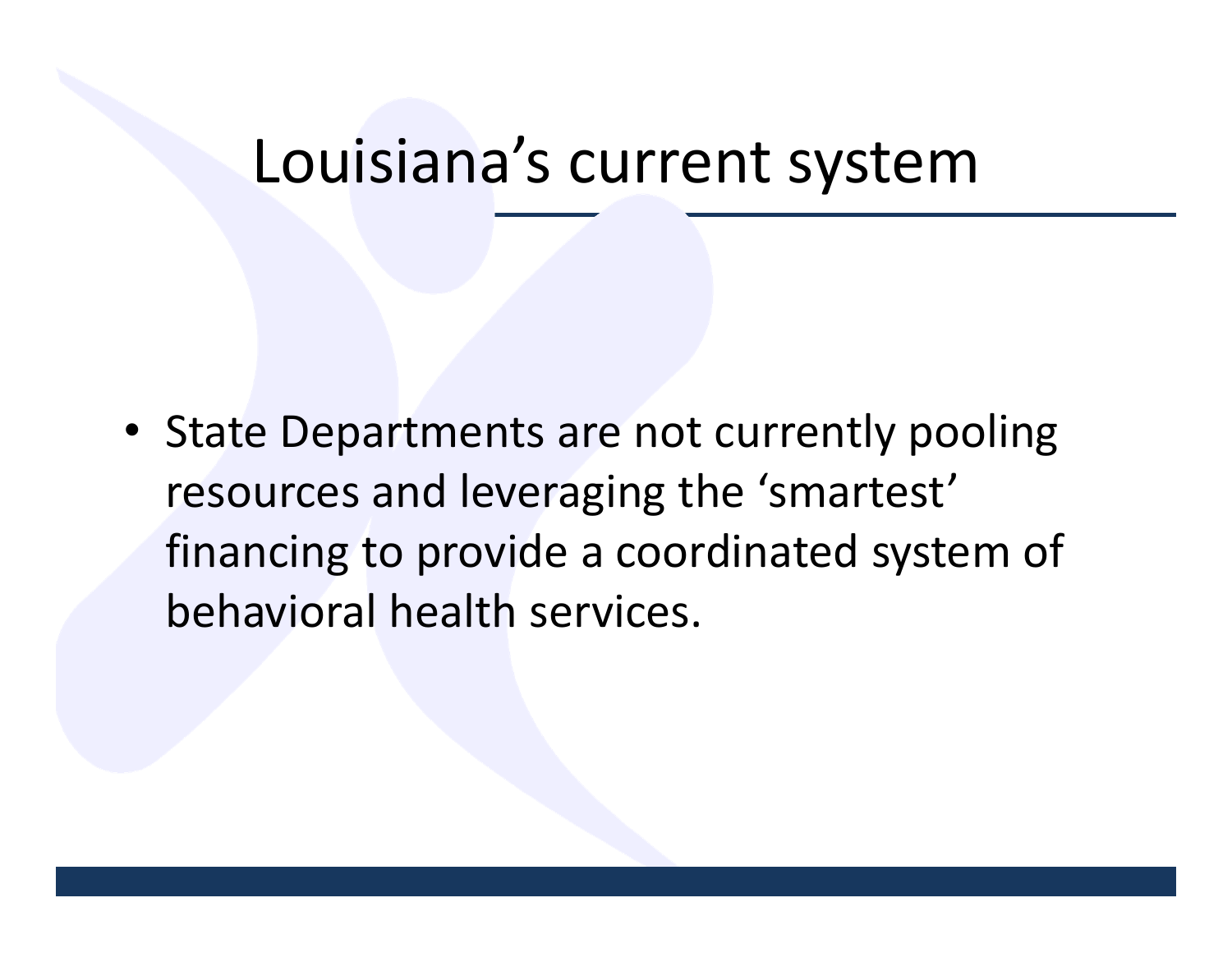# Louisiana's current system

- State Departments are not currently pooling resources and leveraging the 'smartest' financing to provide a coordinated system of behavioral health services.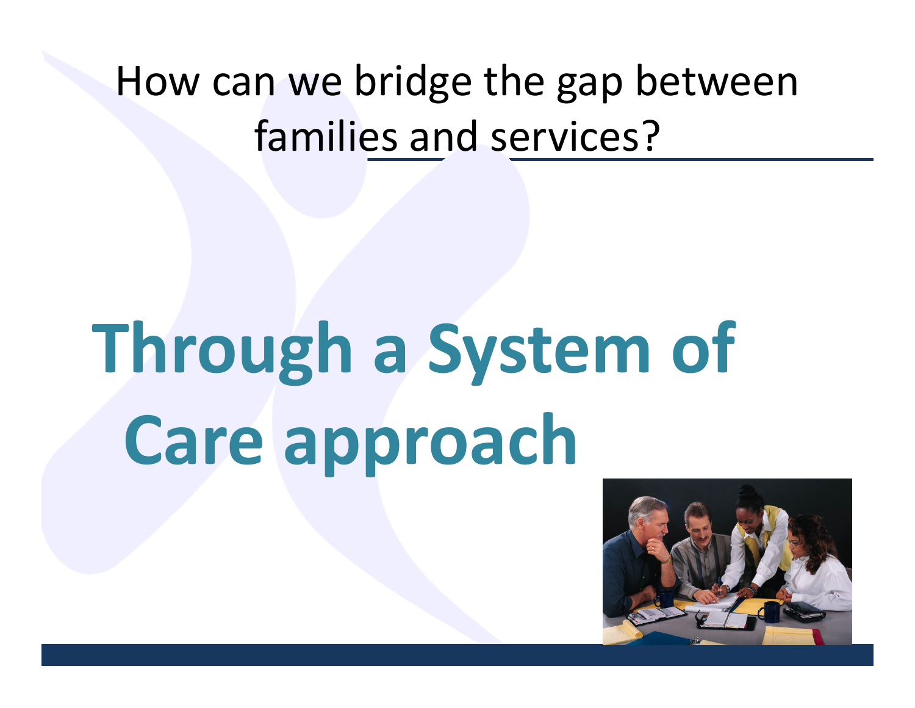## How can we bridge the gap between families and services?

# Through a System of Care approach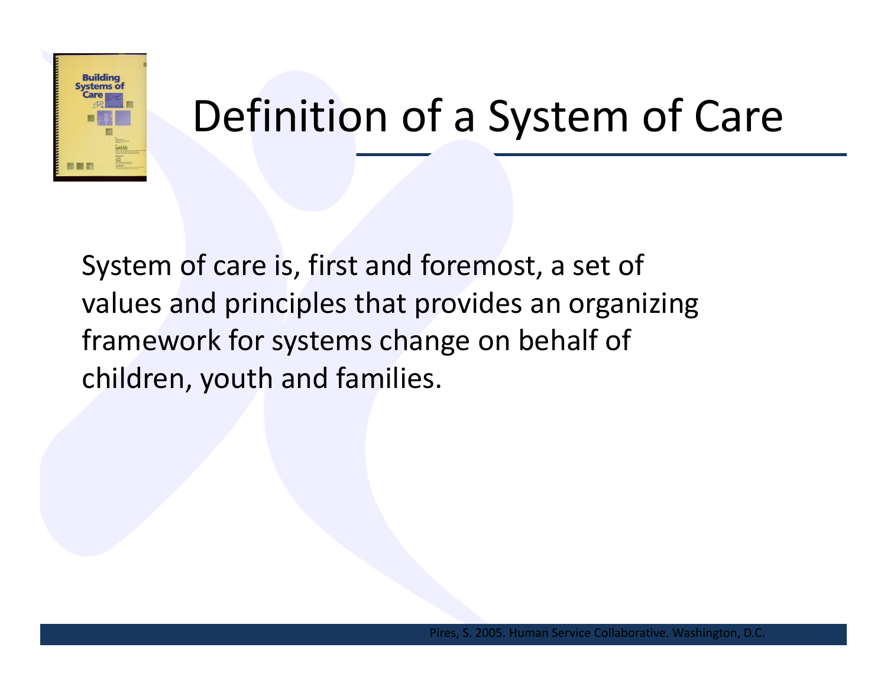# Definition of a System of Care

System of care is, first and foremost, a set of values and principles that provides an organizing framework for systems change on behalf of children, youth and families.

Pires, S. 2005. Human Service Collaborative. Washington, D.C.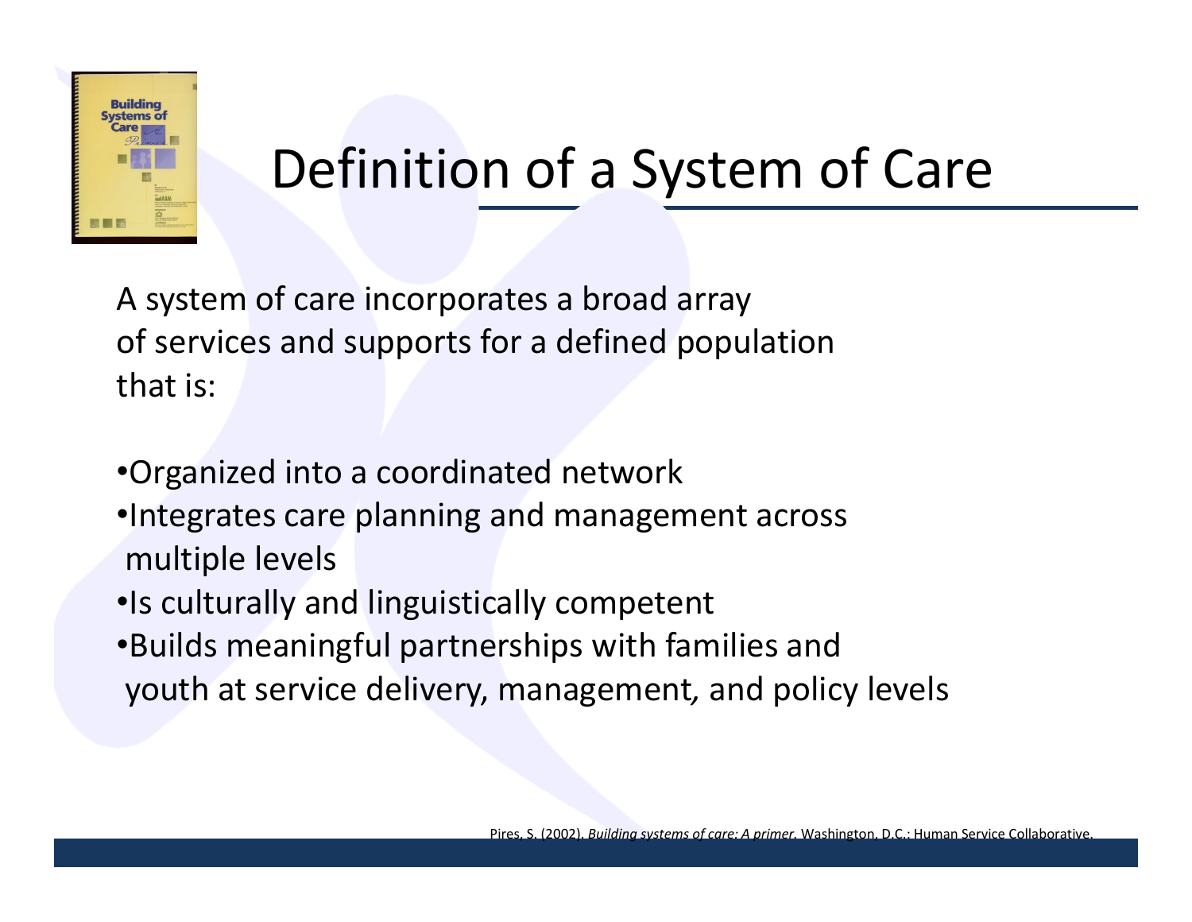# Definition of a System of Care

A system of care incorporates a broad array of services and supports for a defined population that is:

- Organized into a coordinated network
- Integrates care planning and management across multiple levels
- Is culturally and linguistically competent
- Builds meaningful partnerships with families and youth at service delivery, management, and policy levels

Pires, S. (2002). *Building systems of care: A primer.* Washington, D.C.: Human Service Collaborative.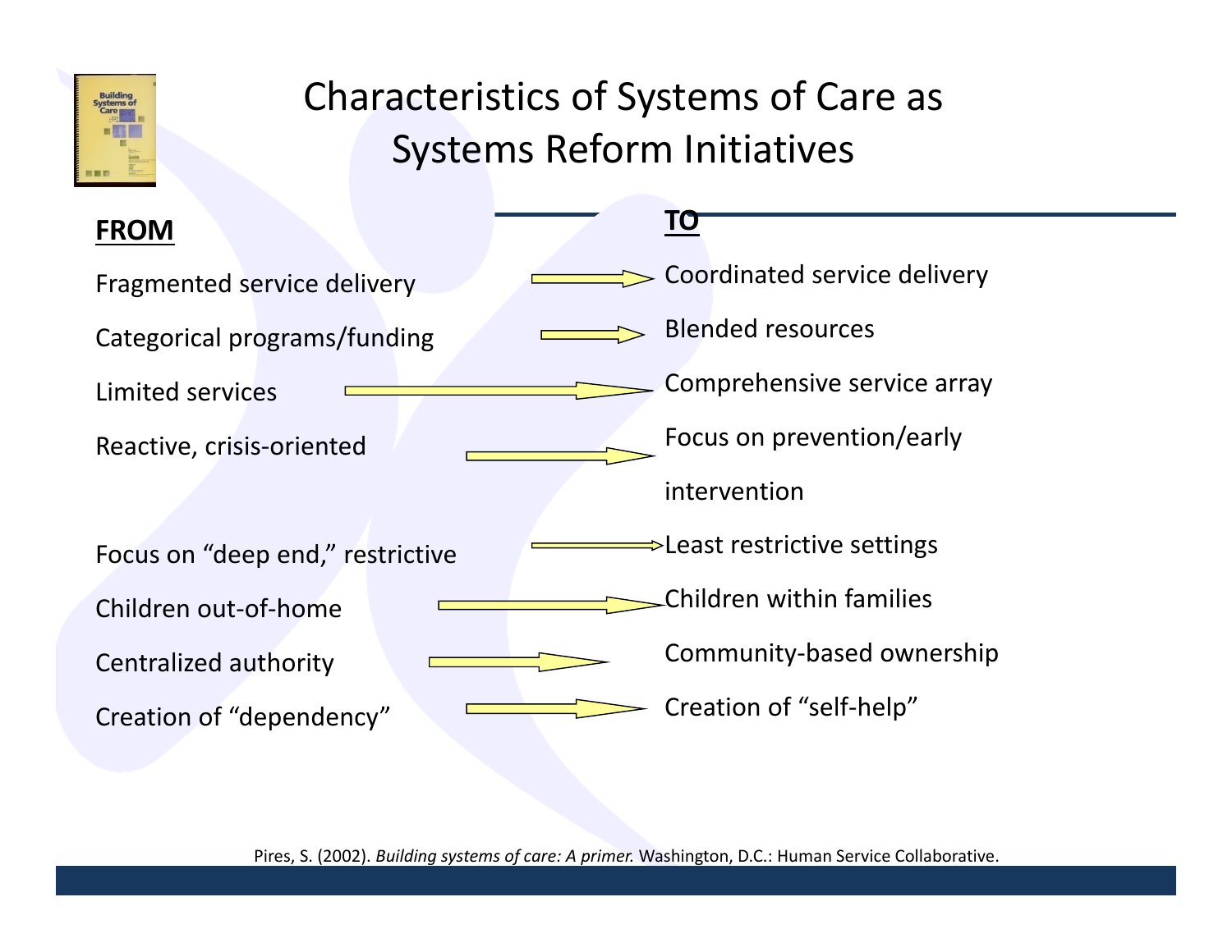# Characteristics of Systems of Care as Systems Reform Initiatives

| FROM | TO |
|---|---|
| Fragmented service delivery | Coordinated service delivery |
| Categorical programs/funding | Blended resources |
| Limited services | Comprehensive service array |
| Reactive, crisis-oriented | Focus on prevention/early intervention |
| Focus on "deep end," restrictive | Least restrictive settings |
| Children out-of-home | Children within families |
| Centralized authority | Community-based ownership |
| Creation of "dependency" | Creation of "self-help" |

Pires, S. (2002). *Building systems of care: A primer.* Washington, D.C.: Human Service Collaborative.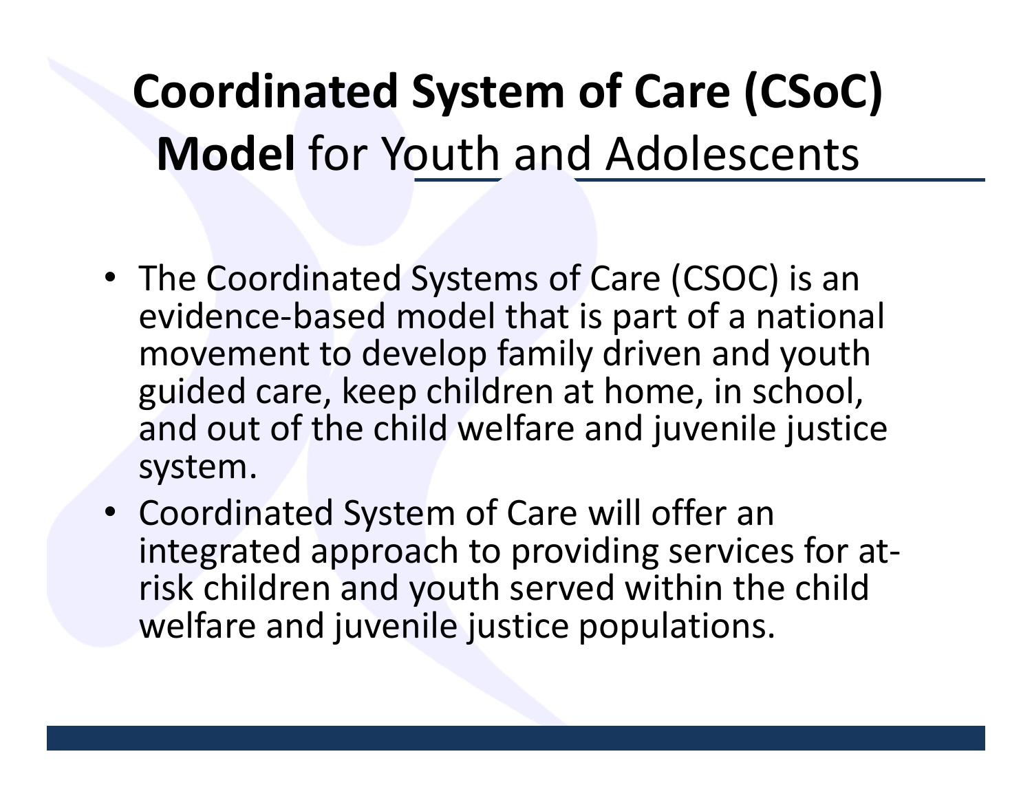# **Coordinated System of Care (CSoC) Model** for Youth and Adolescents

- The Coordinated Systems of Care (CSOC) is an evidence-based model that is part of a national movement to develop family driven and youth guided care, keep children at home, in school, and out of the child welfare and juvenile justice system.
- Coordinated System of Care will offer an integrated approach to providing services for at-risk children and youth served within the child welfare and juvenile justice populations.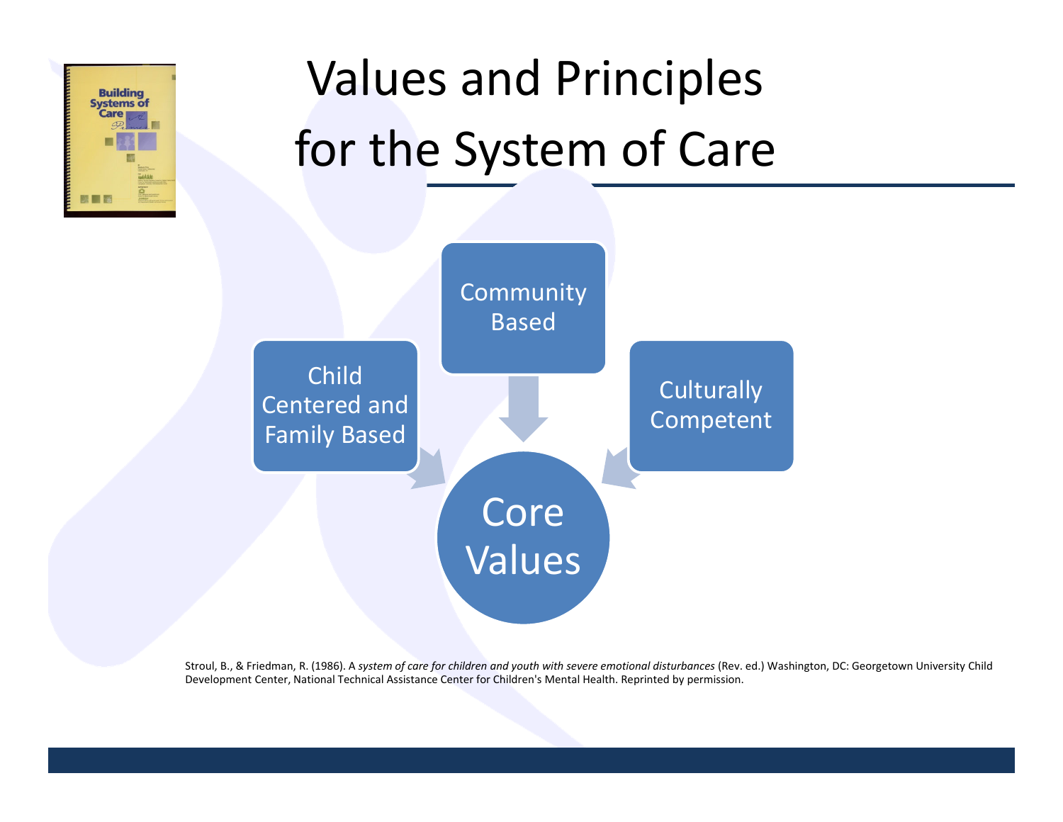# Values and Principles for the System of Care

Community Based

Child Centered and Family Based

Culturally Competent

Core Values

Stroul, B., & Friedman, R. (1986). A *system of care for children and youth with severe emotional disturbances* (Rev. ed.) Washington, DC: Georgetown University Child Development Center, National Technical Assistance Center for Children's Mental Health. Reprinted by permission.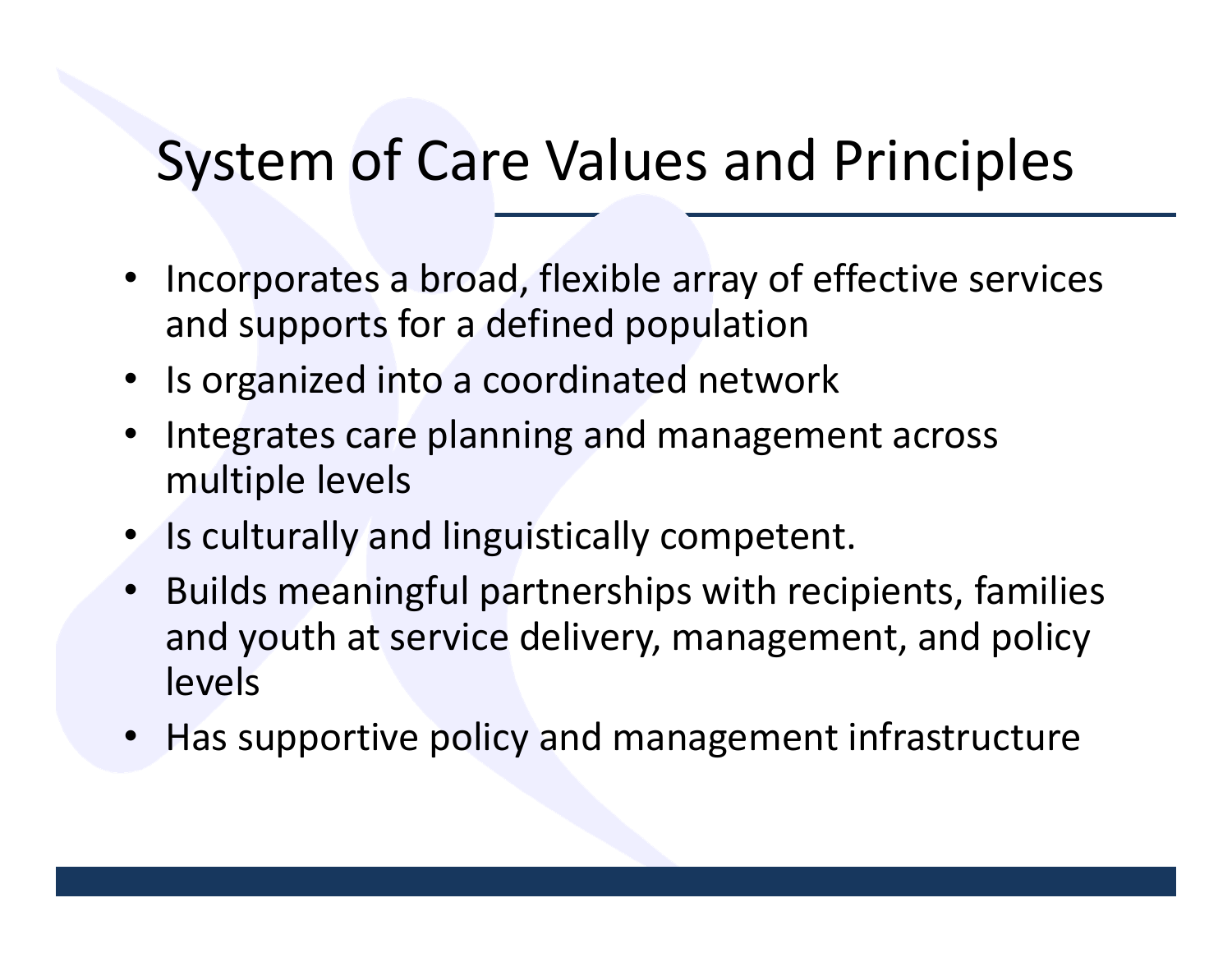# System of Care Values and Principles

- Incorporates a broad, flexible array of effective services and supports for a defined population
- Is organized into a coordinated network
- Integrates care planning and management across multiple levels
- Is culturally and linguistically competent.
- Builds meaningful partnerships with recipients, families and youth at service delivery, management, and policy levels
- Has supportive policy and management infrastructure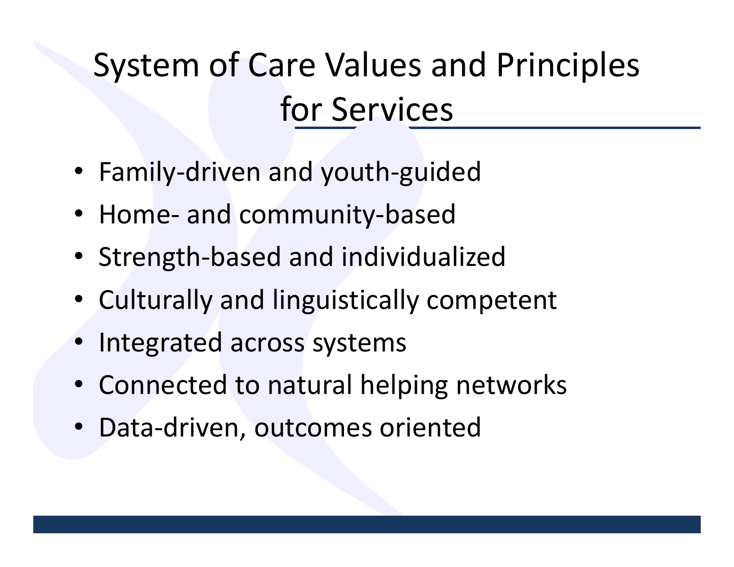# System of Care Values and Principles for Services

- Family-driven and youth-guided
- Home- and community-based
- Strength-based and individualized
- Culturally and linguistically competent
- Integrated across systems
- Connected to natural helping networks
- Data-driven, outcomes oriented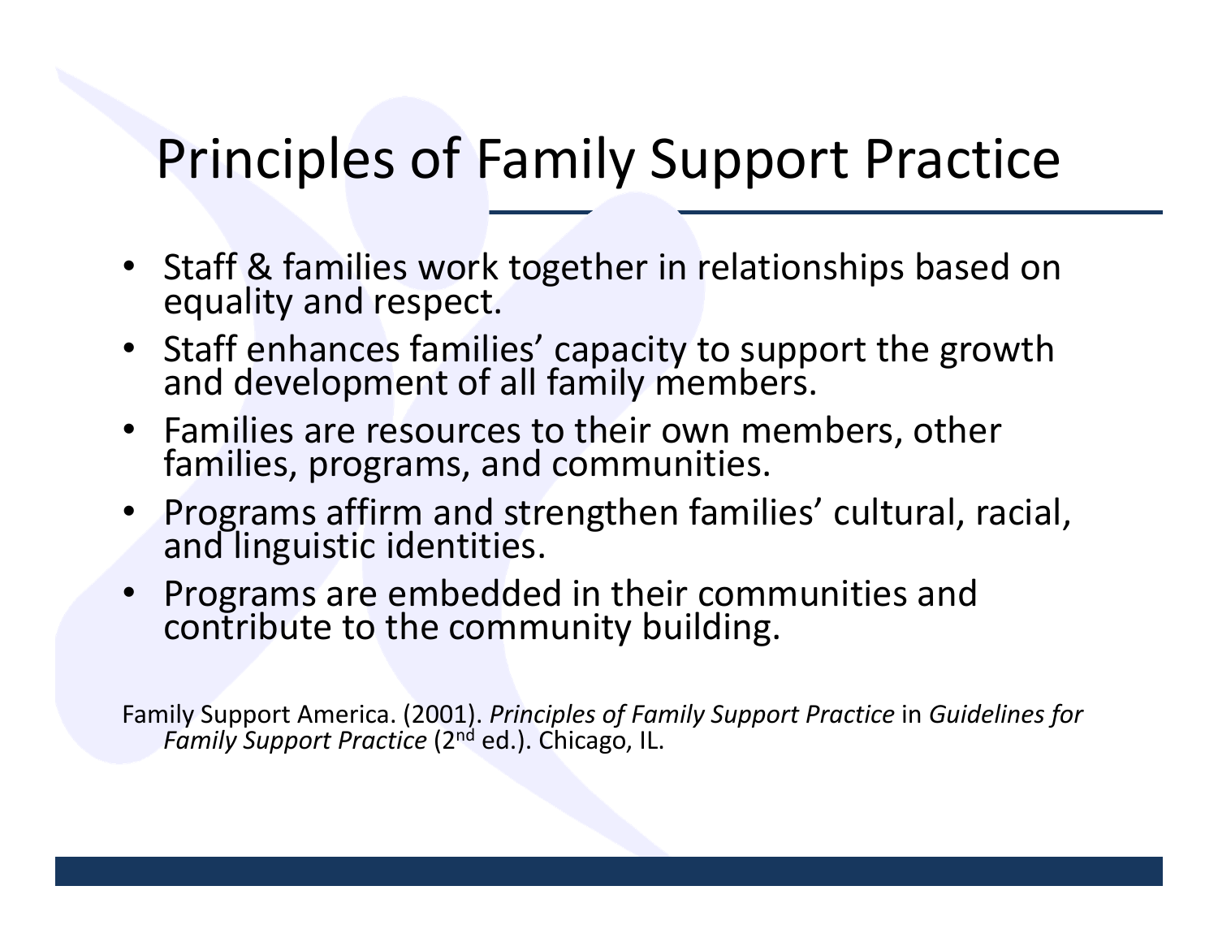# Principles of Family Support Practice

- Staff & families work together in relationships based on equality and respect.
- Staff enhances families' capacity to support the growth and development of all family members.
- Families are resources to their own members, other families, programs, and communities.
- Programs affirm and strengthen families' cultural, racial, and linguistic identities.
- Programs are embedded in their communities and contribute to the community building.

Family Support America. (2001). *Principles of Family Support Practice* in *Guidelines for Family Support Practice* (2nd ed.). Chicago, IL.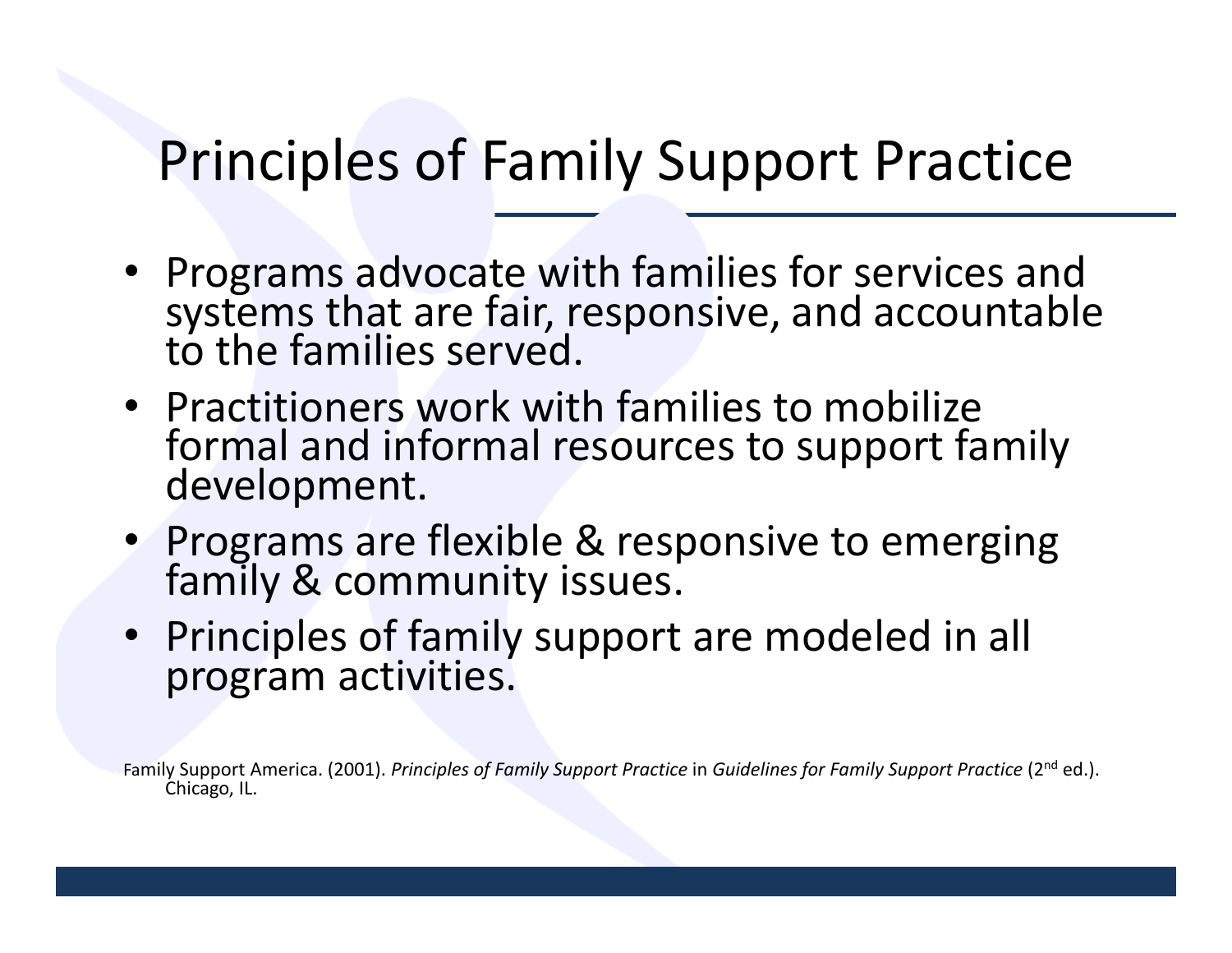# Principles of Family Support Practice

- Programs advocate with families for services and systems that are fair, responsive, and accountable to the families served.
- Practitioners work with families to mobilize formal and informal resources to support family development.
- Programs are flexible & responsive to emerging family & community issues.
- Principles of family support are modeled in all program activities.

Family Support America. (2001). *Principles of Family Support Practice* in *Guidelines for Family Support Practice* (2nd ed.). Chicago, IL.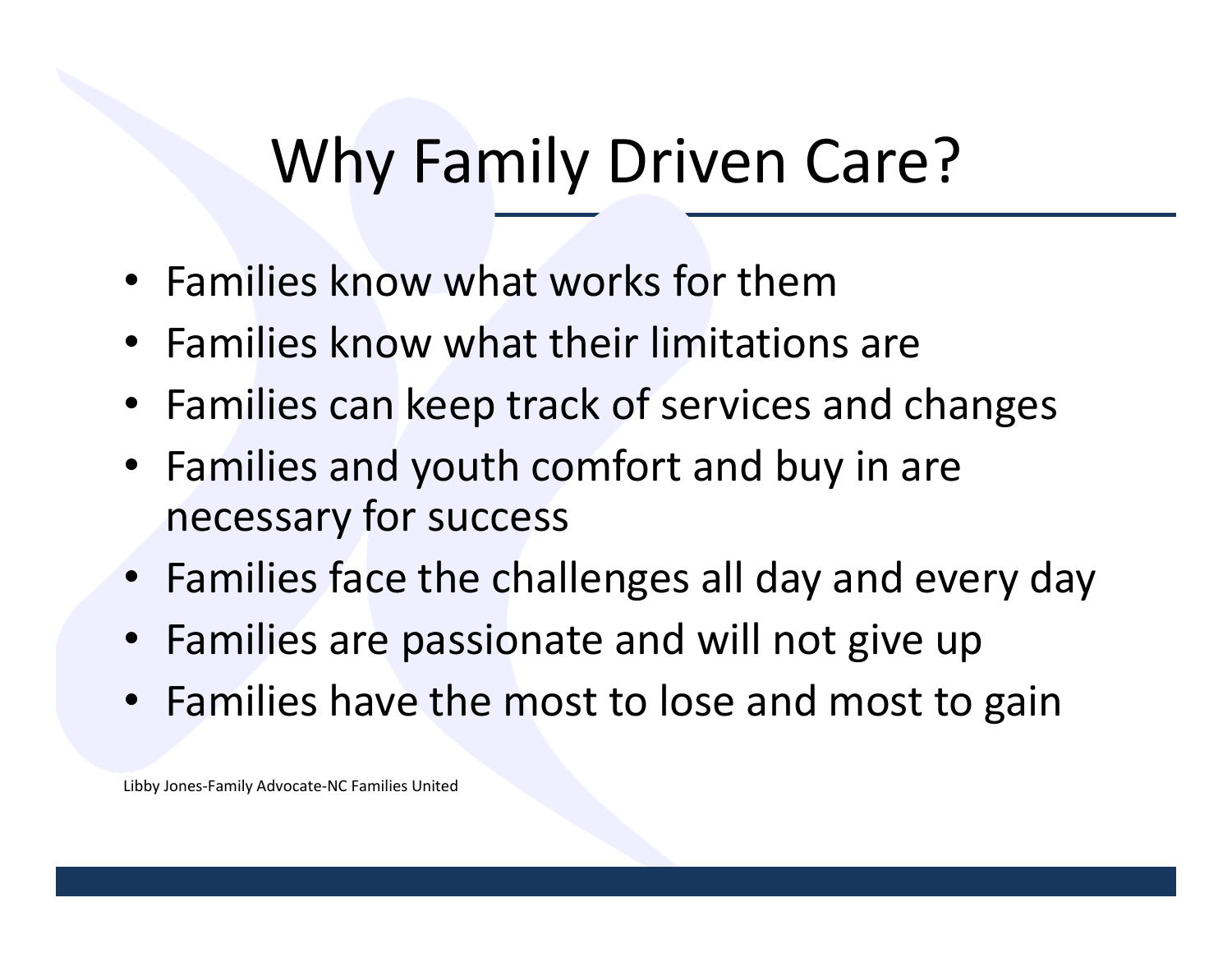# Why Family Driven Care?

- Families know what works for them
- Families know what their limitations are
- Families can keep track of services and changes
- Families and youth comfort and buy in are necessary for success
- Families face the challenges all day and every day
- Families are passionate and will not give up
- Families have the most to lose and most to gain

Libby Jones-Family Advocate-NC Families United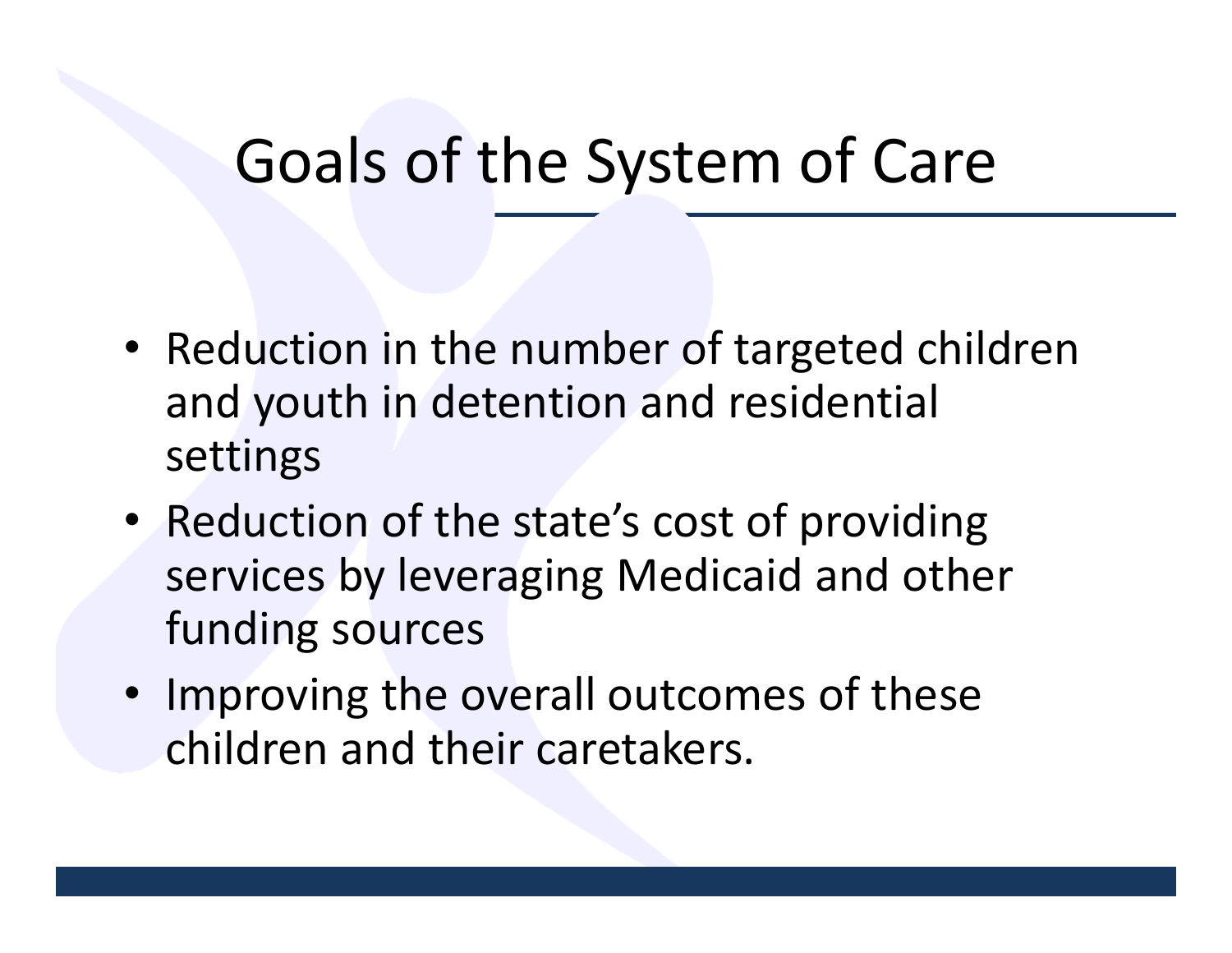# Goals of the System of Care

- Reduction in the number of targeted children and youth in detention and residential settings
- Reduction of the state's cost of providing services by leveraging Medicaid and other funding sources
- Improving the overall outcomes of these children and their caretakers.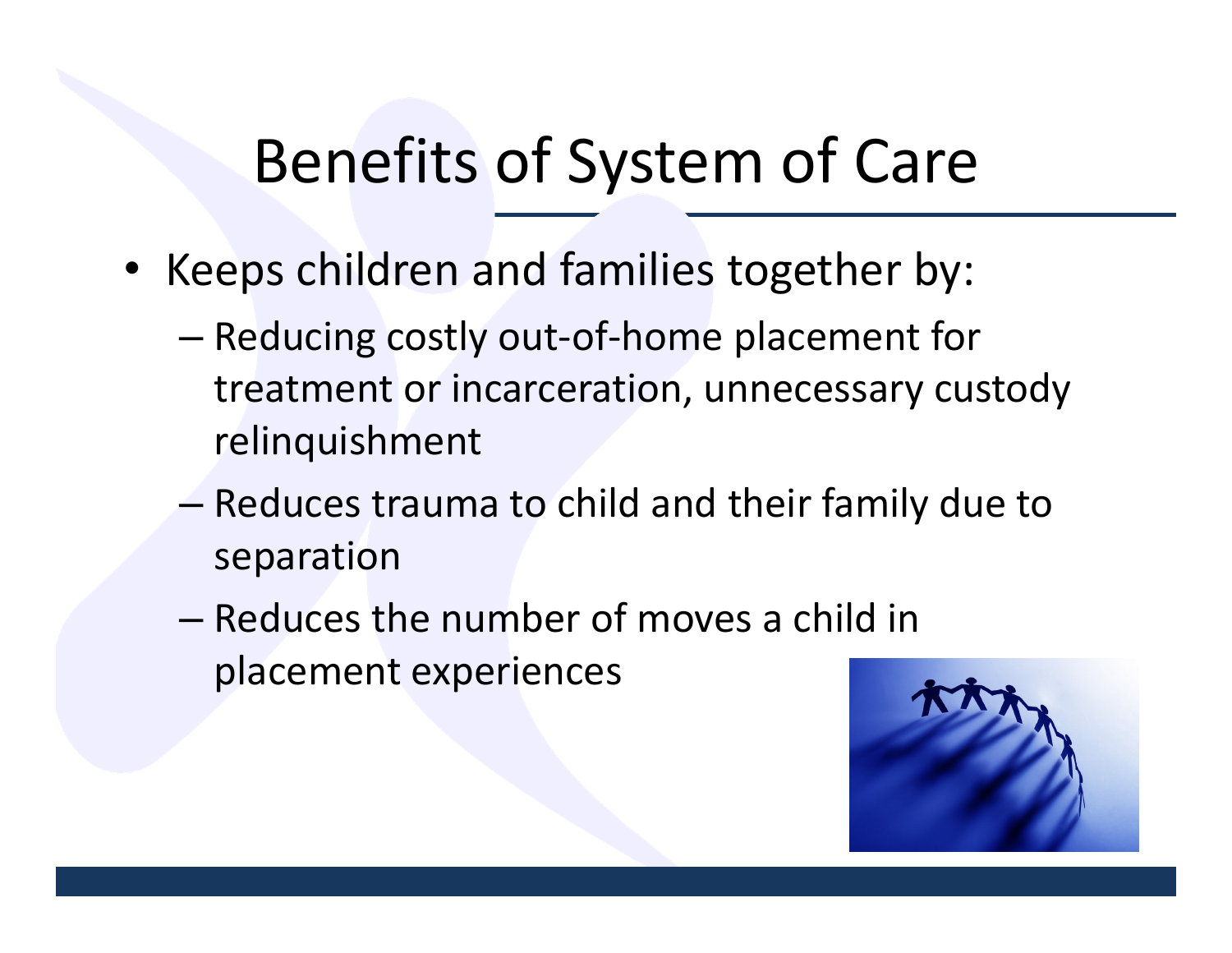# Benefits of System of Care

- Keeps children and families together by:
  - Reducing costly out-of-home placement for treatment or incarceration, unnecessary custody relinquishment
  - Reduces trauma to child and their family due to separation
  - Reduces the number of moves a child in placement experiences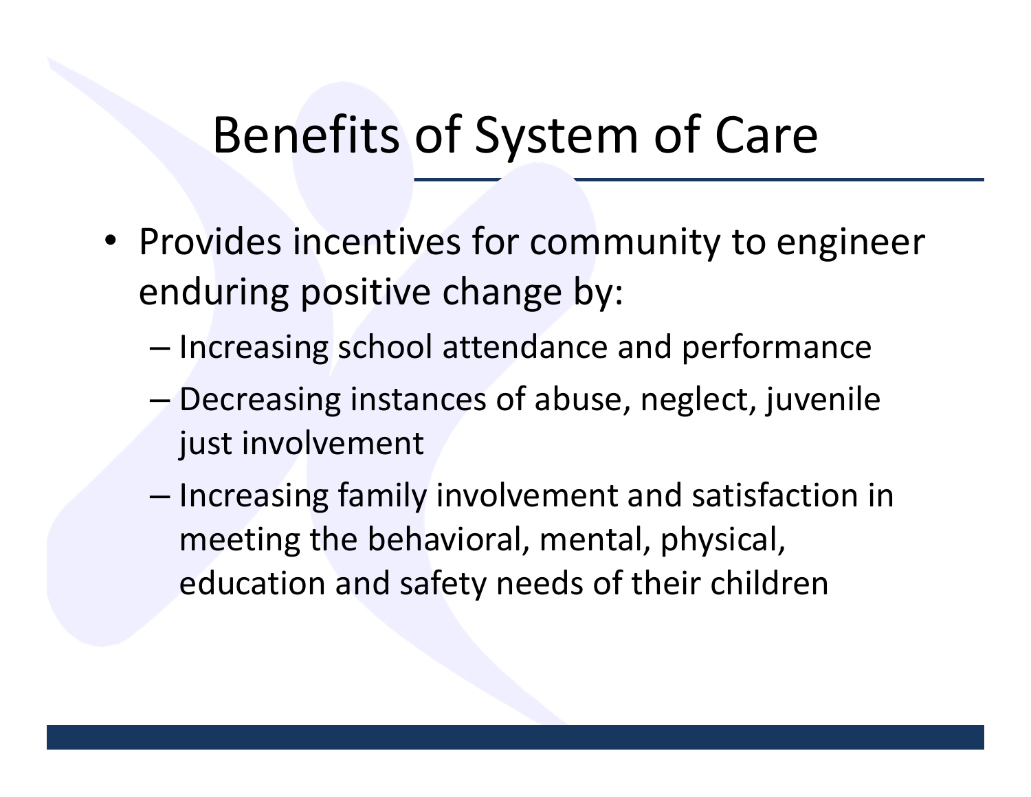# Benefits of System of Care

- Provides incentives for community to engineer enduring positive change by:
  - Increasing school attendance and performance
  - Decreasing instances of abuse, neglect, juvenile just involvement
  - Increasing family involvement and satisfaction in meeting the behavioral, mental, physical, education and safety needs of their children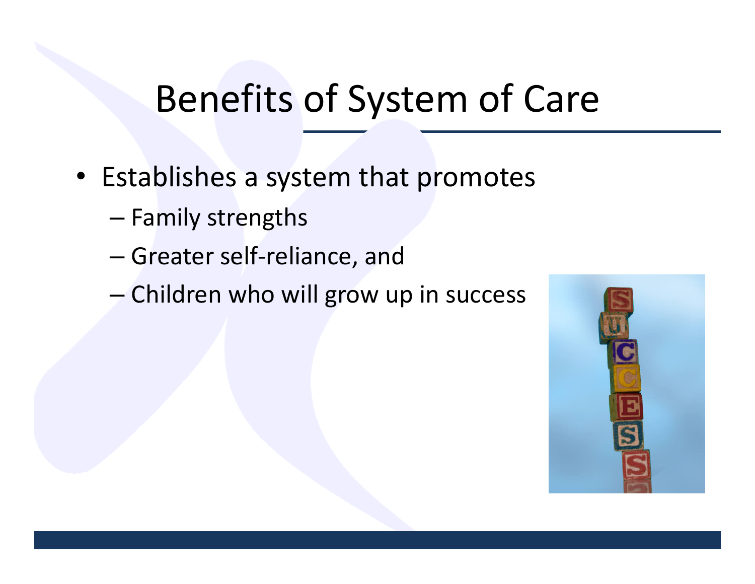# Benefits of System of Care

- Establishes a system that promotes
  - Family strengths
  - Greater self-reliance, and
  - Children who will grow up in success